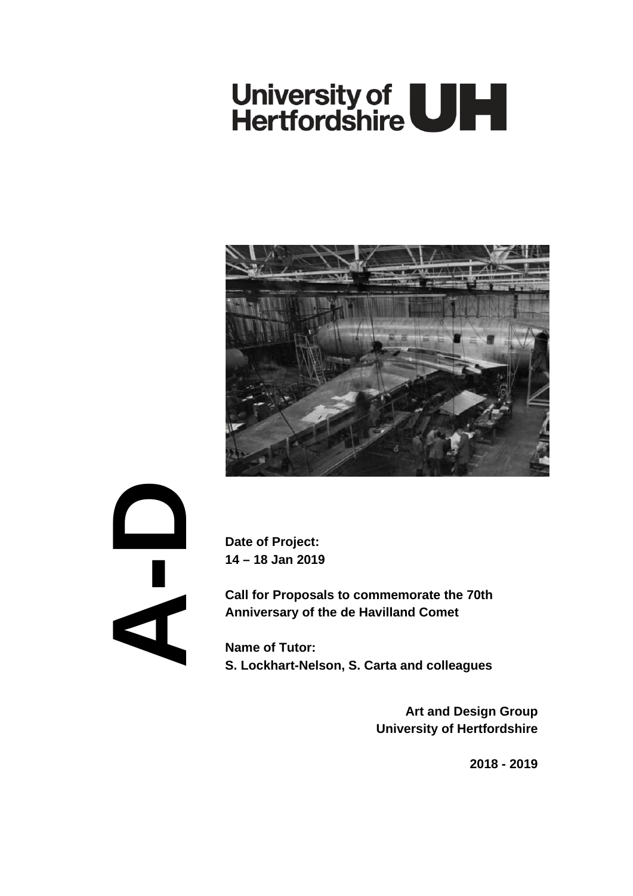University of Hertfordshire UH

A-D

**Date of Project:**
**14 – 18 Jan 2019**

**Call for Proposals to commemorate the 70th Anniversary of the de Havilland Comet**

**Name of Tutor:**
**S. Lockhart-Nelson, S. Carta and colleagues**

**Art and Design Group**
**University of Hertfordshire**

**2018 - 2019**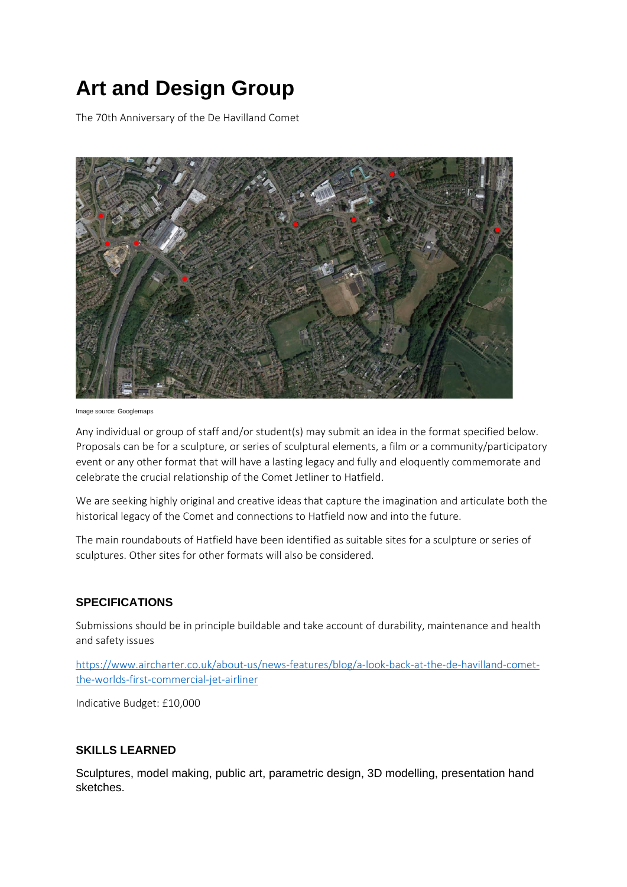# Art and Design Group

The 70th Anniversary of the De Havilland Comet

Image source: Googlemaps

Any individual or group of staff and/or student(s) may submit an idea in the format specified below. Proposals can be for a sculpture, or series of sculptural elements, a film or a community/participatory event or any other format that will have a lasting legacy and fully and eloquently commemorate and celebrate the crucial relationship of the Comet Jetliner to Hatfield.

We are seeking highly original and creative ideas that capture the imagination and articulate both the historical legacy of the Comet and connections to Hatfield now and into the future.

The main roundabouts of Hatfield have been identified as suitable sites for a sculpture or series of sculptures. Other sites for other formats will also be considered.

## SPECIFICATIONS

Submissions should be in principle buildable and take account of durability, maintenance and health and safety issues

[https://www.aircharter.co.uk/about-us/news-features/blog/a-look-back-at-the-de-havilland-comet-the-worlds-first-commercial-jet-airliner](https://www.aircharter.co.uk/about-us/news-features/blog/a-look-back-at-the-de-havilland-comet-the-worlds-first-commercial-jet-airliner)

Indicative Budget: £10,000

## SKILLS LEARNED

Sculptures, model making, public art, parametric design, 3D modelling, presentation hand sketches.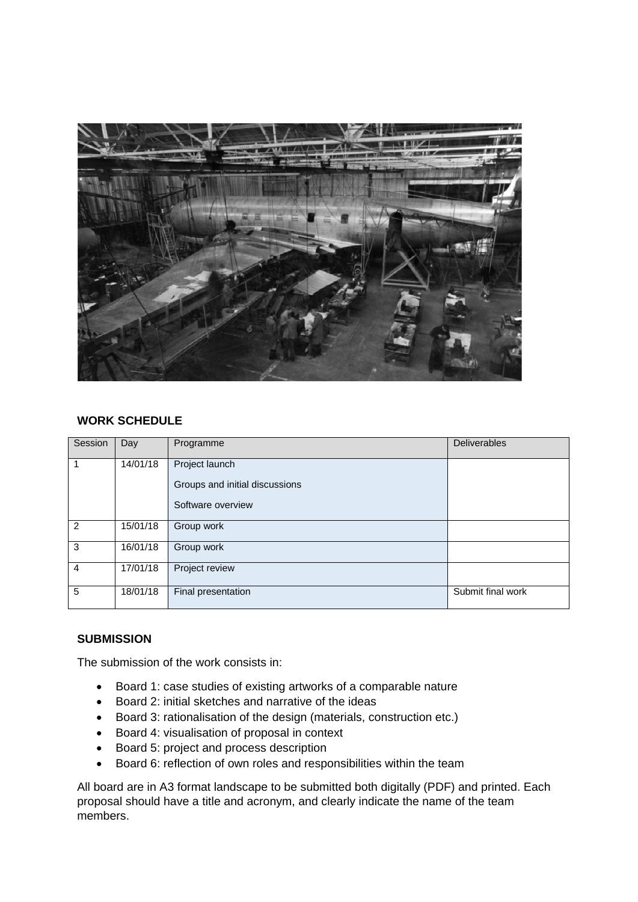**WORK SCHEDULE**

| Session | Day | Programme | Deliverables |
|---|---|---|---|
| 1 | 14/01/18 | Project launch<br>Groups and initial discussions<br>Software overview | |
| 2 | 15/01/18 | Group work | |
| 3 | 16/01/18 | Group work | |
| 4 | 17/01/18 | Project review | |
| 5 | 18/01/18 | Final presentation | Submit final work |

**SUBMISSION**

The submission of the work consists in:

- Board 1: case studies of existing artworks of a comparable nature
- Board 2: initial sketches and narrative of the ideas
- Board 3: rationalisation of the design (materials, construction etc.)
- Board 4: visualisation of proposal in context
- Board 5: project and process description
- Board 6: reflection of own roles and responsibilities within the team

All board are in A3 format landscape to be submitted both digitally (PDF) and printed. Each proposal should have a title and acronym, and clearly indicate the name of the team members.